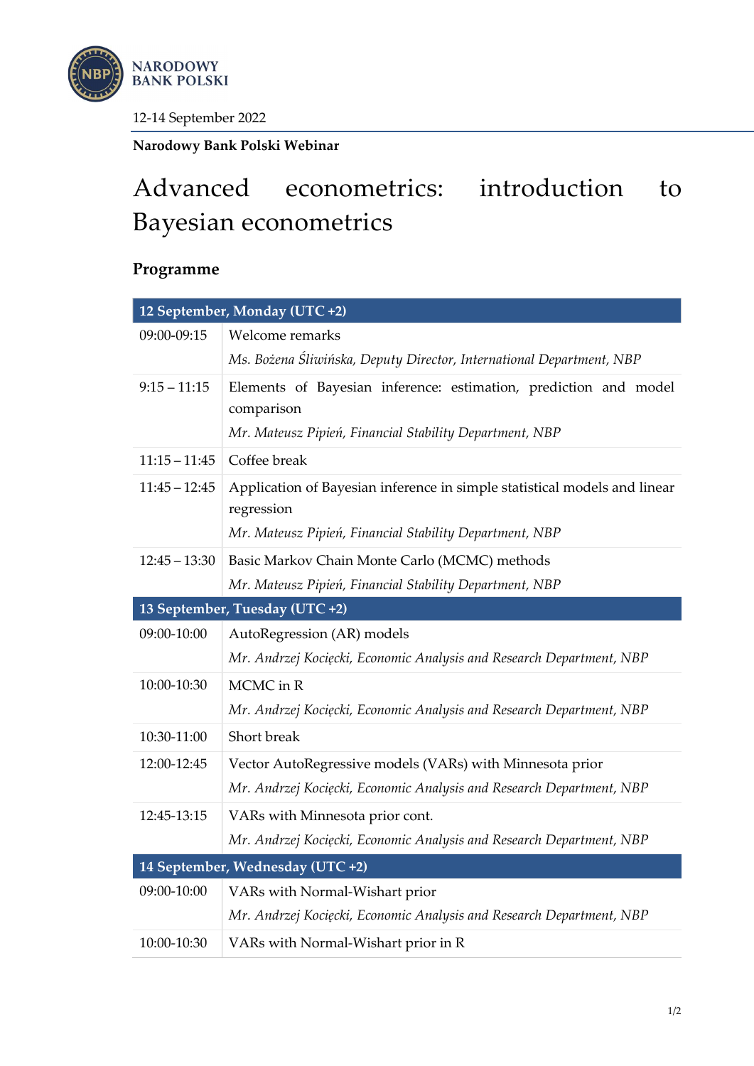NARODOWY BANK POLSKI

12-14 September 2022

**Narodowy Bank Polski Webinar**

# Advanced econometrics: introduction to Bayesian econometrics

## Programme

| **12 September, Monday (UTC +2)** | |
|---|---|
| 09:00-09:15 | Welcome remarks<br>*Ms. Bożena Śliwińska, Deputy Director, International Department, NBP* |
| 9:15 – 11:15 | Elements of Bayesian inference: estimation, prediction and model comparison<br>*Mr. Mateusz Pipień, Financial Stability Department, NBP* |
| 11:15 – 11:45 | Coffee break |
| 11:45 – 12:45 | Application of Bayesian inference in simple statistical models and linear regression<br>*Mr. Mateusz Pipień, Financial Stability Department, NBP* |
| 12:45 – 13:30 | Basic Markov Chain Monte Carlo (MCMC) methods<br>*Mr. Mateusz Pipień, Financial Stability Department, NBP* |
| **13 September, Tuesday (UTC +2)** | |
| 09:00-10:00 | AutoRegression (AR) models<br>*Mr. Andrzej Kocięcki, Economic Analysis and Research Department, NBP* |
| 10:00-10:30 | MCMC in R<br>*Mr. Andrzej Kocięcki, Economic Analysis and Research Department, NBP* |
| 10:30-11:00 | Short break |
| 12:00-12:45 | Vector AutoRegressive models (VARs) with Minnesota prior<br>*Mr. Andrzej Kocięcki, Economic Analysis and Research Department, NBP* |
| 12:45-13:15 | VARs with Minnesota prior cont.<br>*Mr. Andrzej Kocięcki, Economic Analysis and Research Department, NBP* |
| **14 September, Wednesday (UTC +2)** | |
| 09:00-10:00 | VARs with Normal-Wishart prior<br>*Mr. Andrzej Kocięcki, Economic Analysis and Research Department, NBP* |
| 10:00-10:30 | VARs with Normal-Wishart prior in R |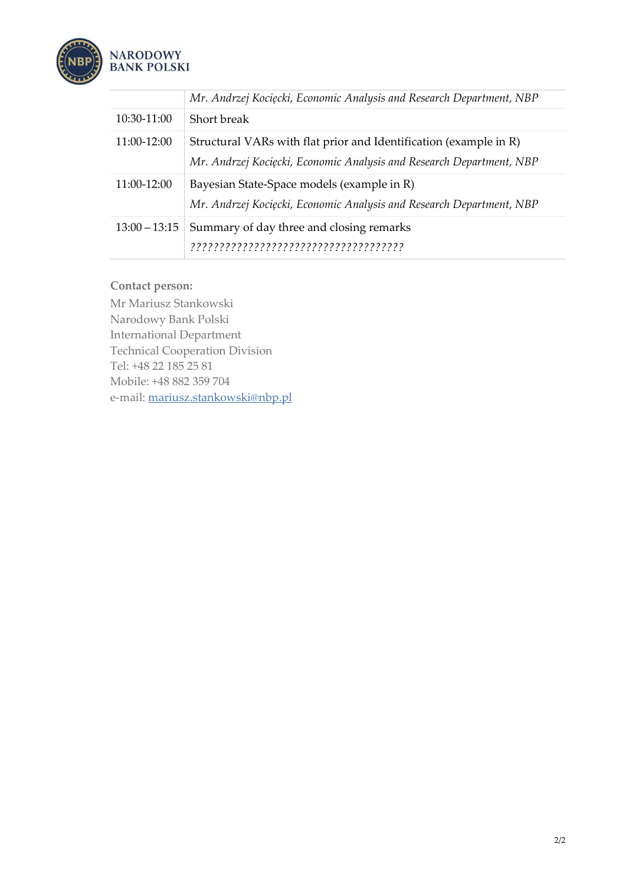| | |
|---|---|
| | *Mr. Andrzej Kocięcki, Economic Analysis and Research Department, NBP* |
| 10:30-11:00 | Short break |
| 11:00-12:00 | Structural VARs with flat prior and Identification (example in R)<br>*Mr. Andrzej Kocięcki, Economic Analysis and Research Department, NBP* |
| 11:00-12:00 | Bayesian State-Space models (example in R)<br>*Mr. Andrzej Kocięcki, Economic Analysis and Research Department, NBP* |
| 13:00 – 13:15 | Summary of day three and closing remarks<br>*????????????????????????????????????* |

**Contact person:**
Mr Mariusz Stankowski
Narodowy Bank Polski
International Department
Technical Cooperation Division
Tel: +48 22 185 25 81
Mobile: +48 882 359 704
e-mail: mariusz.stankowski@nbp.pl